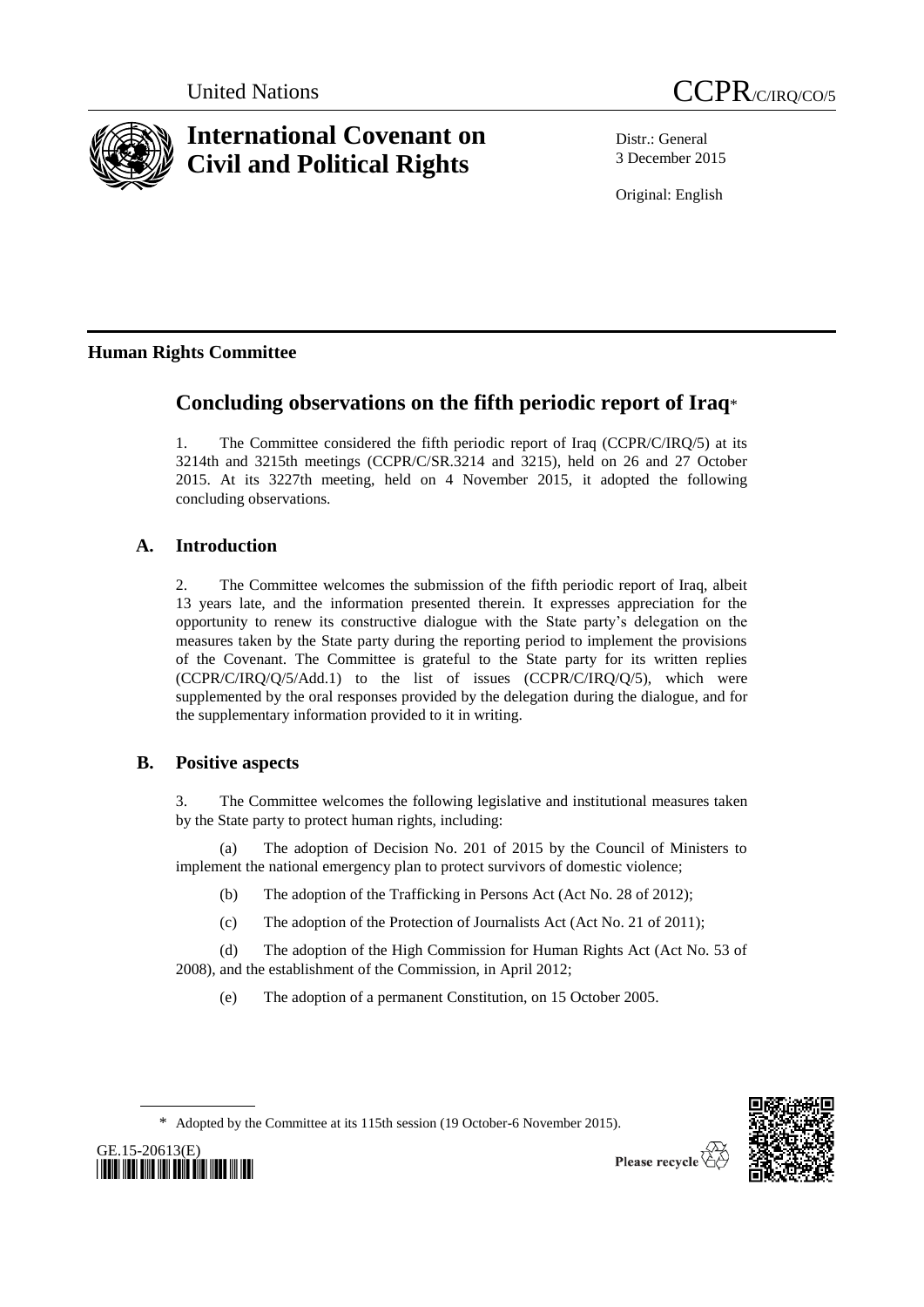United Nations CCPR/C/IRQ/CO/5

# International Covenant on Civil and Political Rights

Distr.: General
3 December 2015

Original: English

## Human Rights Committee

## Concluding observations on the fifth periodic report of Iraq*

1. The Committee considered the fifth periodic report of Iraq (CCPR/C/IRQ/5) at its 3214th and 3215th meetings (CCPR/C/SR.3214 and 3215), held on 26 and 27 October 2015. At its 3227th meeting, held on 4 November 2015, it adopted the following concluding observations.

### A. Introduction

2. The Committee welcomes the submission of the fifth periodic report of Iraq, albeit 13 years late, and the information presented therein. It expresses appreciation for the opportunity to renew its constructive dialogue with the State party's delegation on the measures taken by the State party during the reporting period to implement the provisions of the Covenant. The Committee is grateful to the State party for its written replies (CCPR/C/IRQ/Q/5/Add.1) to the list of issues (CCPR/C/IRQ/Q/5), which were supplemented by the oral responses provided by the delegation during the dialogue, and for the supplementary information provided to it in writing.

### B. Positive aspects

3. The Committee welcomes the following legislative and institutional measures taken by the State party to protect human rights, including:

(a) The adoption of Decision No. 201 of 2015 by the Council of Ministers to implement the national emergency plan to protect survivors of domestic violence;

(b) The adoption of the Trafficking in Persons Act (Act No. 28 of 2012);

(c) The adoption of the Protection of Journalists Act (Act No. 21 of 2011);

(d) The adoption of the High Commission for Human Rights Act (Act No. 53 of 2008), and the establishment of the Commission, in April 2012;

(e) The adoption of a permanent Constitution, on 15 October 2005.

\* Adopted by the Committee at its 115th session (19 October-6 November 2015).

GE.15-20613(E)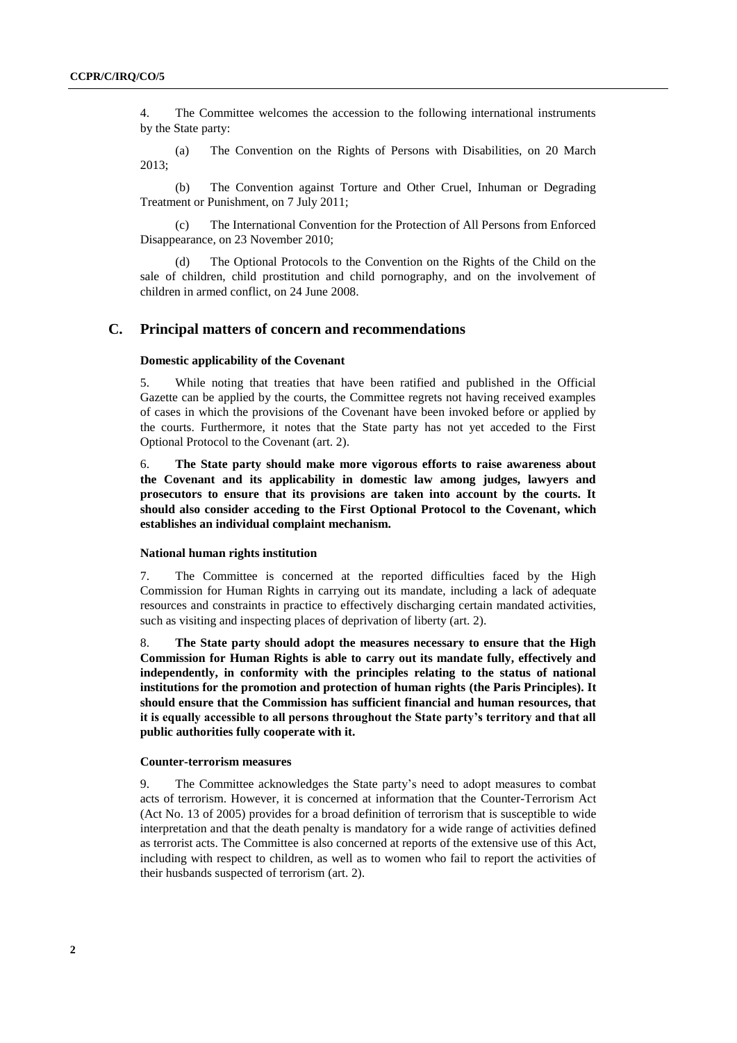4. The Committee welcomes the accession to the following international instruments by the State party:

(a) The Convention on the Rights of Persons with Disabilities, on 20 March 2013;

(b) The Convention against Torture and Other Cruel, Inhuman or Degrading Treatment or Punishment, on 7 July 2011;

(c) The International Convention for the Protection of All Persons from Enforced Disappearance, on 23 November 2010;

(d) The Optional Protocols to the Convention on the Rights of the Child on the sale of children, child prostitution and child pornography, and on the involvement of children in armed conflict, on 24 June 2008.

## C. Principal matters of concern and recommendations

### Domestic applicability of the Covenant

5. While noting that treaties that have been ratified and published in the Official Gazette can be applied by the courts, the Committee regrets not having received examples of cases in which the provisions of the Covenant have been invoked before or applied by the courts. Furthermore, it notes that the State party has not yet acceded to the First Optional Protocol to the Covenant (art. 2).

6. **The State party should make more vigorous efforts to raise awareness about the Covenant and its applicability in domestic law among judges, lawyers and prosecutors to ensure that its provisions are taken into account by the courts. It should also consider acceding to the First Optional Protocol to the Covenant, which establishes an individual complaint mechanism.**

### National human rights institution

7. The Committee is concerned at the reported difficulties faced by the High Commission for Human Rights in carrying out its mandate, including a lack of adequate resources and constraints in practice to effectively discharging certain mandated activities, such as visiting and inspecting places of deprivation of liberty (art. 2).

8. **The State party should adopt the measures necessary to ensure that the High Commission for Human Rights is able to carry out its mandate fully, effectively and independently, in conformity with the principles relating to the status of national institutions for the promotion and protection of human rights (the Paris Principles). It should ensure that the Commission has sufficient financial and human resources, that it is equally accessible to all persons throughout the State party's territory and that all public authorities fully cooperate with it.**

### Counter-terrorism measures

9. The Committee acknowledges the State party's need to adopt measures to combat acts of terrorism. However, it is concerned at information that the Counter-Terrorism Act (Act No. 13 of 2005) provides for a broad definition of terrorism that is susceptible to wide interpretation and that the death penalty is mandatory for a wide range of activities defined as terrorist acts. The Committee is also concerned at reports of the extensive use of this Act, including with respect to children, as well as to women who fail to report the activities of their husbands suspected of terrorism (art. 2).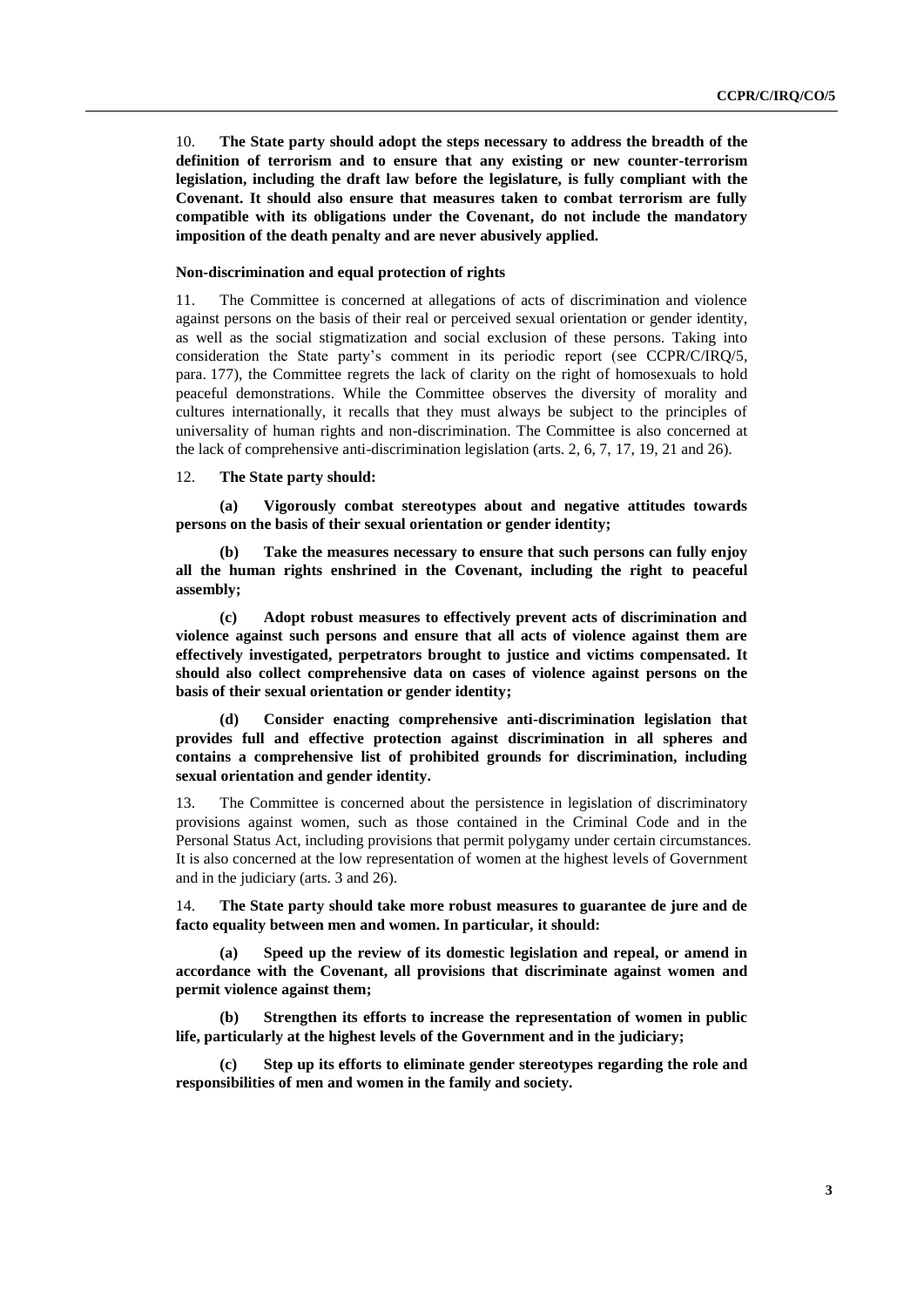10. **The State party should adopt the steps necessary to address the breadth of the definition of terrorism and to ensure that any existing or new counter-terrorism legislation, including the draft law before the legislature, is fully compliant with the Covenant. It should also ensure that measures taken to combat terrorism are fully compatible with its obligations under the Covenant, do not include the mandatory imposition of the death penalty and are never abusively applied.**

### Non-discrimination and equal protection of rights

11. The Committee is concerned at allegations of acts of discrimination and violence against persons on the basis of their real or perceived sexual orientation or gender identity, as well as the social stigmatization and social exclusion of these persons. Taking into consideration the State party's comment in its periodic report (see CCPR/C/IRQ/5, para. 177), the Committee regrets the lack of clarity on the right of homosexuals to hold peaceful demonstrations. While the Committee observes the diversity of morality and cultures internationally, it recalls that they must always be subject to the principles of universality of human rights and non-discrimination. The Committee is also concerned at the lack of comprehensive anti-discrimination legislation (arts. 2, 6, 7, 17, 19, 21 and 26).

12. **The State party should:**

**(a) Vigorously combat stereotypes about and negative attitudes towards persons on the basis of their sexual orientation or gender identity;**

**(b) Take the measures necessary to ensure that such persons can fully enjoy all the human rights enshrined in the Covenant, including the right to peaceful assembly;**

**(c) Adopt robust measures to effectively prevent acts of discrimination and violence against such persons and ensure that all acts of violence against them are effectively investigated, perpetrators brought to justice and victims compensated. It should also collect comprehensive data on cases of violence against persons on the basis of their sexual orientation or gender identity;**

**(d) Consider enacting comprehensive anti-discrimination legislation that provides full and effective protection against discrimination in all spheres and contains a comprehensive list of prohibited grounds for discrimination, including sexual orientation and gender identity.**

13. The Committee is concerned about the persistence in legislation of discriminatory provisions against women, such as those contained in the Criminal Code and in the Personal Status Act, including provisions that permit polygamy under certain circumstances. It is also concerned at the low representation of women at the highest levels of Government and in the judiciary (arts. 3 and 26).

14. **The State party should take more robust measures to guarantee de jure and de facto equality between men and women. In particular, it should:**

**(a) Speed up the review of its domestic legislation and repeal, or amend in accordance with the Covenant, all provisions that discriminate against women and permit violence against them;**

**(b) Strengthen its efforts to increase the representation of women in public life, particularly at the highest levels of the Government and in the judiciary;**

**(c) Step up its efforts to eliminate gender stereotypes regarding the role and responsibilities of men and women in the family and society.**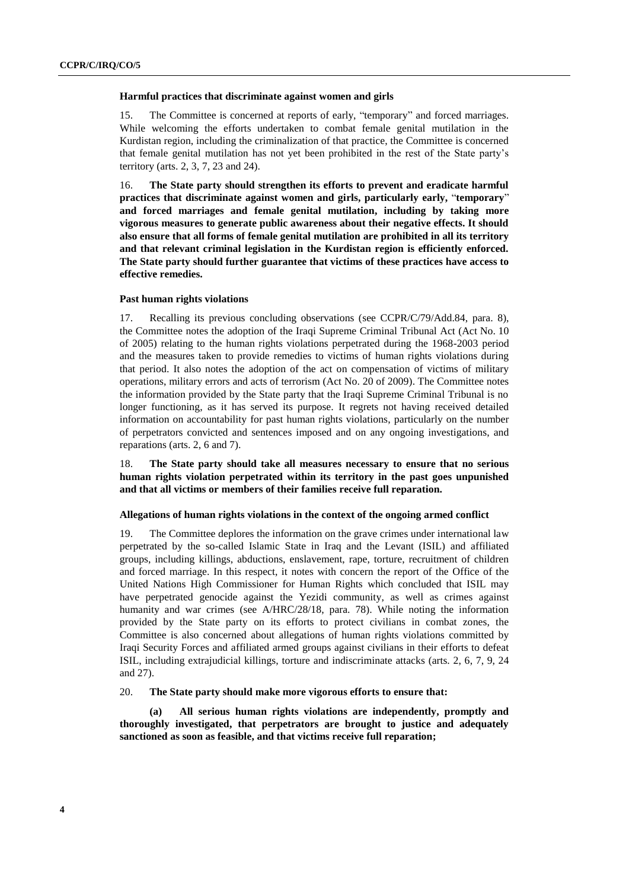### Harmful practices that discriminate against women and girls

15. The Committee is concerned at reports of early, "temporary" and forced marriages. While welcoming the efforts undertaken to combat female genital mutilation in the Kurdistan region, including the criminalization of that practice, the Committee is concerned that female genital mutilation has not yet been prohibited in the rest of the State party's territory (arts. 2, 3, 7, 23 and 24).

16. **The State party should strengthen its efforts to prevent and eradicate harmful practices that discriminate against women and girls, particularly early, "temporary" and forced marriages and female genital mutilation, including by taking more vigorous measures to generate public awareness about their negative effects. It should also ensure that all forms of female genital mutilation are prohibited in all its territory and that relevant criminal legislation in the Kurdistan region is efficiently enforced. The State party should further guarantee that victims of these practices have access to effective remedies.**

### Past human rights violations

17. Recalling its previous concluding observations (see CCPR/C/79/Add.84, para. 8), the Committee notes the adoption of the Iraqi Supreme Criminal Tribunal Act (Act No. 10 of 2005) relating to the human rights violations perpetrated during the 1968-2003 period and the measures taken to provide remedies to victims of human rights violations during that period. It also notes the adoption of the act on compensation of victims of military operations, military errors and acts of terrorism (Act No. 20 of 2009). The Committee notes the information provided by the State party that the Iraqi Supreme Criminal Tribunal is no longer functioning, as it has served its purpose. It regrets not having received detailed information on accountability for past human rights violations, particularly on the number of perpetrators convicted and sentences imposed and on any ongoing investigations, and reparations (arts. 2, 6 and 7).

18. **The State party should take all measures necessary to ensure that no serious human rights violation perpetrated within its territory in the past goes unpunished and that all victims or members of their families receive full reparation.**

### Allegations of human rights violations in the context of the ongoing armed conflict

19. The Committee deplores the information on the grave crimes under international law perpetrated by the so-called Islamic State in Iraq and the Levant (ISIL) and affiliated groups, including killings, abductions, enslavement, rape, torture, recruitment of children and forced marriage. In this respect, it notes with concern the report of the Office of the United Nations High Commissioner for Human Rights which concluded that ISIL may have perpetrated genocide against the Yezidi community, as well as crimes against humanity and war crimes (see A/HRC/28/18, para. 78). While noting the information provided by the State party on its efforts to protect civilians in combat zones, the Committee is also concerned about allegations of human rights violations committed by Iraqi Security Forces and affiliated armed groups against civilians in their efforts to defeat ISIL, including extrajudicial killings, torture and indiscriminate attacks (arts. 2, 6, 7, 9, 24 and 27).

20. **The State party should make more vigorous efforts to ensure that:**

**(a) All serious human rights violations are independently, promptly and thoroughly investigated, that perpetrators are brought to justice and adequately sanctioned as soon as feasible, and that victims receive full reparation;**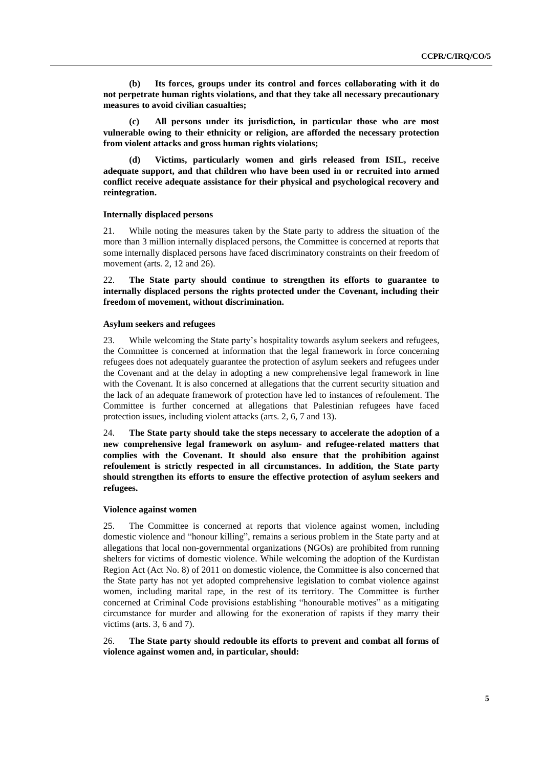**(b) Its forces, groups under its control and forces collaborating with it do not perpetrate human rights violations, and that they take all necessary precautionary measures to avoid civilian casualties;**

**(c) All persons under its jurisdiction, in particular those who are most vulnerable owing to their ethnicity or religion, are afforded the necessary protection from violent attacks and gross human rights violations;**

**(d) Victims, particularly women and girls released from ISIL, receive adequate support, and that children who have been used in or recruited into armed conflict receive adequate assistance for their physical and psychological recovery and reintegration.**

#### Internally displaced persons

21. While noting the measures taken by the State party to address the situation of the more than 3 million internally displaced persons, the Committee is concerned at reports that some internally displaced persons have faced discriminatory constraints on their freedom of movement (arts. 2, 12 and 26).

22. **The State party should continue to strengthen its efforts to guarantee to internally displaced persons the rights protected under the Covenant, including their freedom of movement, without discrimination.**

#### Asylum seekers and refugees

23. While welcoming the State party's hospitality towards asylum seekers and refugees, the Committee is concerned at information that the legal framework in force concerning refugees does not adequately guarantee the protection of asylum seekers and refugees under the Covenant and at the delay in adopting a new comprehensive legal framework in line with the Covenant. It is also concerned at allegations that the current security situation and the lack of an adequate framework of protection have led to instances of refoulement. The Committee is further concerned at allegations that Palestinian refugees have faced protection issues, including violent attacks (arts. 2, 6, 7 and 13).

24. **The State party should take the steps necessary to accelerate the adoption of a new comprehensive legal framework on asylum- and refugee-related matters that complies with the Covenant. It should also ensure that the prohibition against refoulement is strictly respected in all circumstances. In addition, the State party should strengthen its efforts to ensure the effective protection of asylum seekers and refugees.**

#### Violence against women

25. The Committee is concerned at reports that violence against women, including domestic violence and "honour killing", remains a serious problem in the State party and at allegations that local non-governmental organizations (NGOs) are prohibited from running shelters for victims of domestic violence. While welcoming the adoption of the Kurdistan Region Act (Act No. 8) of 2011 on domestic violence, the Committee is also concerned that the State party has not yet adopted comprehensive legislation to combat violence against women, including marital rape, in the rest of its territory. The Committee is further concerned at Criminal Code provisions establishing "honourable motives" as a mitigating circumstance for murder and allowing for the exoneration of rapists if they marry their victims (arts. 3, 6 and 7).

26. **The State party should redouble its efforts to prevent and combat all forms of violence against women and, in particular, should:**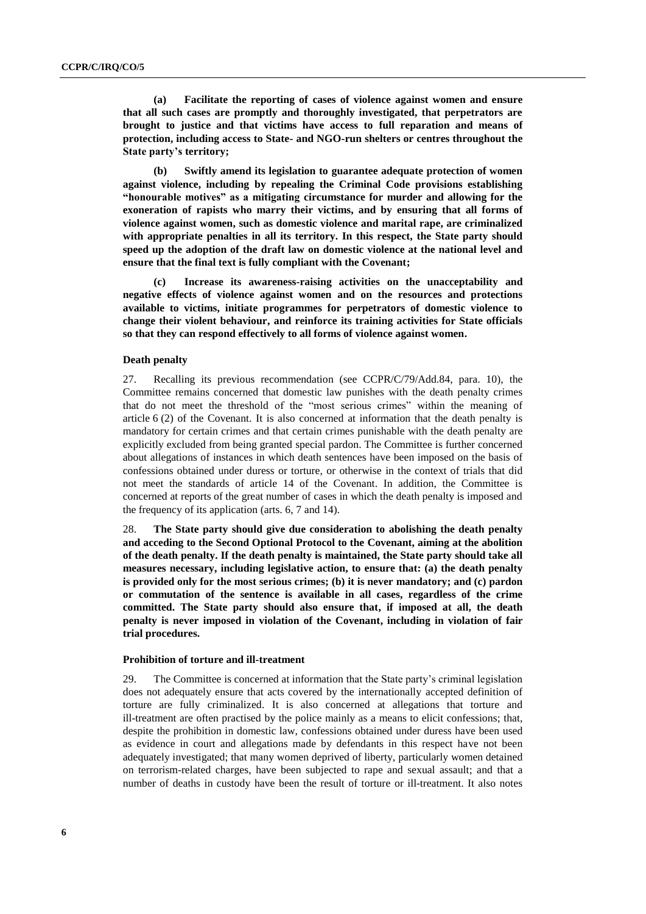**(a) Facilitate the reporting of cases of violence against women and ensure that all such cases are promptly and thoroughly investigated, that perpetrators are brought to justice and that victims have access to full reparation and means of protection, including access to State- and NGO-run shelters or centres throughout the State party's territory;**

**(b) Swiftly amend its legislation to guarantee adequate protection of women against violence, including by repealing the Criminal Code provisions establishing "honourable motives" as a mitigating circumstance for murder and allowing for the exoneration of rapists who marry their victims, and by ensuring that all forms of violence against women, such as domestic violence and marital rape, are criminalized with appropriate penalties in all its territory. In this respect, the State party should speed up the adoption of the draft law on domestic violence at the national level and ensure that the final text is fully compliant with the Covenant;**

**(c) Increase its awareness-raising activities on the unacceptability and negative effects of violence against women and on the resources and protections available to victims, initiate programmes for perpetrators of domestic violence to change their violent behaviour, and reinforce its training activities for State officials so that they can respond effectively to all forms of violence against women.**

### Death penalty

27. Recalling its previous recommendation (see CCPR/C/79/Add.84, para. 10), the Committee remains concerned that domestic law punishes with the death penalty crimes that do not meet the threshold of the "most serious crimes" within the meaning of article 6 (2) of the Covenant. It is also concerned at information that the death penalty is mandatory for certain crimes and that certain crimes punishable with the death penalty are explicitly excluded from being granted special pardon. The Committee is further concerned about allegations of instances in which death sentences have been imposed on the basis of confessions obtained under duress or torture, or otherwise in the context of trials that did not meet the standards of article 14 of the Covenant. In addition, the Committee is concerned at reports of the great number of cases in which the death penalty is imposed and the frequency of its application (arts. 6, 7 and 14).

28. **The State party should give due consideration to abolishing the death penalty and acceding to the Second Optional Protocol to the Covenant, aiming at the abolition of the death penalty. If the death penalty is maintained, the State party should take all measures necessary, including legislative action, to ensure that: (a) the death penalty is provided only for the most serious crimes; (b) it is never mandatory; and (c) pardon or commutation of the sentence is available in all cases, regardless of the crime committed. The State party should also ensure that, if imposed at all, the death penalty is never imposed in violation of the Covenant, including in violation of fair trial procedures.**

### Prohibition of torture and ill-treatment

29. The Committee is concerned at information that the State party's criminal legislation does not adequately ensure that acts covered by the internationally accepted definition of torture are fully criminalized. It is also concerned at allegations that torture and ill-treatment are often practised by the police mainly as a means to elicit confessions; that, despite the prohibition in domestic law, confessions obtained under duress have been used as evidence in court and allegations made by defendants in this respect have not been adequately investigated; that many women deprived of liberty, particularly women detained on terrorism-related charges, have been subjected to rape and sexual assault; and that a number of deaths in custody have been the result of torture or ill-treatment. It also notes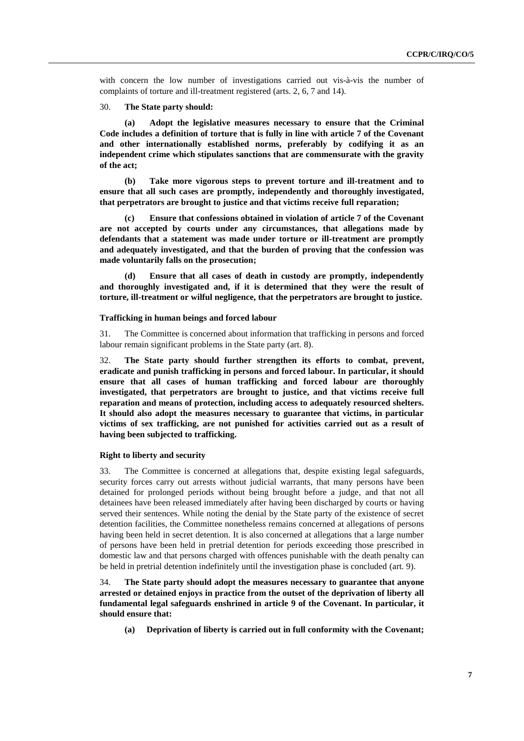with concern the low number of investigations carried out vis-à-vis the number of complaints of torture and ill-treatment registered (arts. 2, 6, 7 and 14).

30. **The State party should:**

**(a) Adopt the legislative measures necessary to ensure that the Criminal Code includes a definition of torture that is fully in line with article 7 of the Covenant and other internationally established norms, preferably by codifying it as an independent crime which stipulates sanctions that are commensurate with the gravity of the act;**

**(b) Take more vigorous steps to prevent torture and ill-treatment and to ensure that all such cases are promptly, independently and thoroughly investigated, that perpetrators are brought to justice and that victims receive full reparation;**

**(c) Ensure that confessions obtained in violation of article 7 of the Covenant are not accepted by courts under any circumstances, that allegations made by defendants that a statement was made under torture or ill-treatment are promptly and adequately investigated, and that the burden of proving that the confession was made voluntarily falls on the prosecution;**

**(d) Ensure that all cases of death in custody are promptly, independently and thoroughly investigated and, if it is determined that they were the result of torture, ill-treatment or wilful negligence, that the perpetrators are brought to justice.**

### Trafficking in human beings and forced labour

31. The Committee is concerned about information that trafficking in persons and forced labour remain significant problems in the State party (art. 8).

32. **The State party should further strengthen its efforts to combat, prevent, eradicate and punish trafficking in persons and forced labour. In particular, it should ensure that all cases of human trafficking and forced labour are thoroughly investigated, that perpetrators are brought to justice, and that victims receive full reparation and means of protection, including access to adequately resourced shelters. It should also adopt the measures necessary to guarantee that victims, in particular victims of sex trafficking, are not punished for activities carried out as a result of having been subjected to trafficking.**

### Right to liberty and security

33. The Committee is concerned at allegations that, despite existing legal safeguards, security forces carry out arrests without judicial warrants, that many persons have been detained for prolonged periods without being brought before a judge, and that not all detainees have been released immediately after having been discharged by courts or having served their sentences. While noting the denial by the State party of the existence of secret detention facilities, the Committee nonetheless remains concerned at allegations of persons having been held in secret detention. It is also concerned at allegations that a large number of persons have been held in pretrial detention for periods exceeding those prescribed in domestic law and that persons charged with offences punishable with the death penalty can be held in pretrial detention indefinitely until the investigation phase is concluded (art. 9).

34. **The State party should adopt the measures necessary to guarantee that anyone arrested or detained enjoys in practice from the outset of the deprivation of liberty all fundamental legal safeguards enshrined in article 9 of the Covenant. In particular, it should ensure that:**

**(a) Deprivation of liberty is carried out in full conformity with the Covenant;**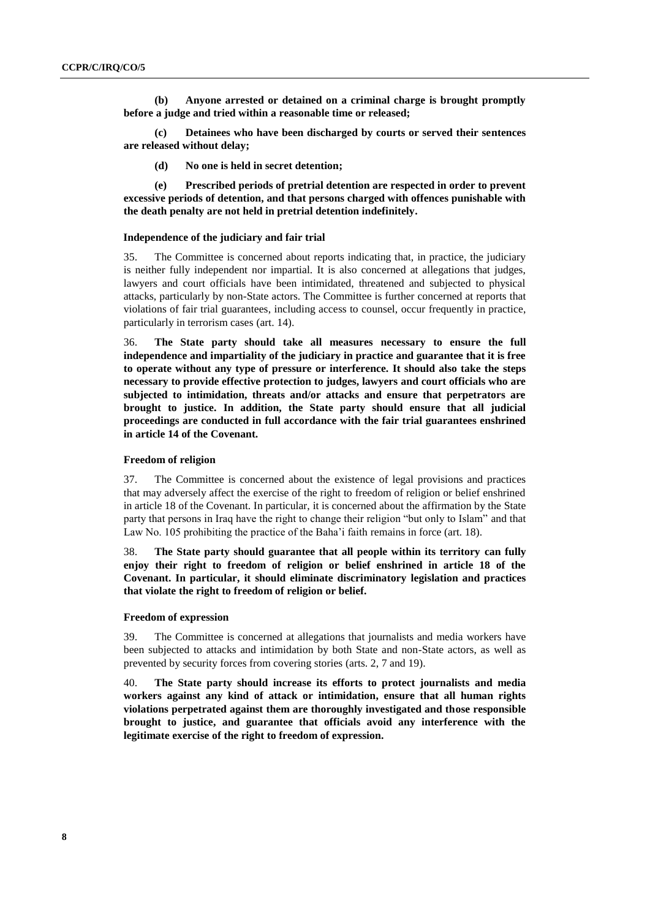**(b) Anyone arrested or detained on a criminal charge is brought promptly before a judge and tried within a reasonable time or released;**

**(c) Detainees who have been discharged by courts or served their sentences are released without delay;**

**(d) No one is held in secret detention;**

**(e) Prescribed periods of pretrial detention are respected in order to prevent excessive periods of detention, and that persons charged with offences punishable with the death penalty are not held in pretrial detention indefinitely.**

### Independence of the judiciary and fair trial

35. The Committee is concerned about reports indicating that, in practice, the judiciary is neither fully independent nor impartial. It is also concerned at allegations that judges, lawyers and court officials have been intimidated, threatened and subjected to physical attacks, particularly by non-State actors. The Committee is further concerned at reports that violations of fair trial guarantees, including access to counsel, occur frequently in practice, particularly in terrorism cases (art. 14).

36. **The State party should take all measures necessary to ensure the full independence and impartiality of the judiciary in practice and guarantee that it is free to operate without any type of pressure or interference. It should also take the steps necessary to provide effective protection to judges, lawyers and court officials who are subjected to intimidation, threats and/or attacks and ensure that perpetrators are brought to justice. In addition, the State party should ensure that all judicial proceedings are conducted in full accordance with the fair trial guarantees enshrined in article 14 of the Covenant.**

### Freedom of religion

37. The Committee is concerned about the existence of legal provisions and practices that may adversely affect the exercise of the right to freedom of religion or belief enshrined in article 18 of the Covenant. In particular, it is concerned about the affirmation by the State party that persons in Iraq have the right to change their religion "but only to Islam" and that Law No. 105 prohibiting the practice of the Baha'i faith remains in force (art. 18).

38. **The State party should guarantee that all people within its territory can fully enjoy their right to freedom of religion or belief enshrined in article 18 of the Covenant. In particular, it should eliminate discriminatory legislation and practices that violate the right to freedom of religion or belief.**

### Freedom of expression

39. The Committee is concerned at allegations that journalists and media workers have been subjected to attacks and intimidation by both State and non-State actors, as well as prevented by security forces from covering stories (arts. 2, 7 and 19).

40. **The State party should increase its efforts to protect journalists and media workers against any kind of attack or intimidation, ensure that all human rights violations perpetrated against them are thoroughly investigated and those responsible brought to justice, and guarantee that officials avoid any interference with the legitimate exercise of the right to freedom of expression.**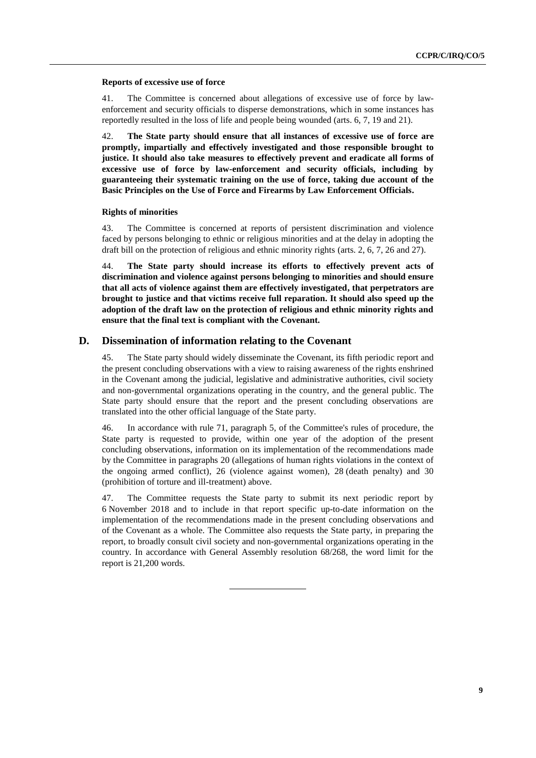### Reports of excessive use of force

41. The Committee is concerned about allegations of excessive use of force by law-enforcement and security officials to disperse demonstrations, which in some instances has reportedly resulted in the loss of life and people being wounded (arts. 6, 7, 19 and 21).

42. **The State party should ensure that all instances of excessive use of force are promptly, impartially and effectively investigated and those responsible brought to justice. It should also take measures to effectively prevent and eradicate all forms of excessive use of force by law-enforcement and security officials, including by guaranteeing their systematic training on the use of force, taking due account of the Basic Principles on the Use of Force and Firearms by Law Enforcement Officials.**

### Rights of minorities

43. The Committee is concerned at reports of persistent discrimination and violence faced by persons belonging to ethnic or religious minorities and at the delay in adopting the draft bill on the protection of religious and ethnic minority rights (arts. 2, 6, 7, 26 and 27).

44. **The State party should increase its efforts to effectively prevent acts of discrimination and violence against persons belonging to minorities and should ensure that all acts of violence against them are effectively investigated, that perpetrators are brought to justice and that victims receive full reparation. It should also speed up the adoption of the draft law on the protection of religious and ethnic minority rights and ensure that the final text is compliant with the Covenant.**

## D. Dissemination of information relating to the Covenant

45. The State party should widely disseminate the Covenant, its fifth periodic report and the present concluding observations with a view to raising awareness of the rights enshrined in the Covenant among the judicial, legislative and administrative authorities, civil society and non-governmental organizations operating in the country, and the general public. The State party should ensure that the report and the present concluding observations are translated into the other official language of the State party.

46. In accordance with rule 71, paragraph 5, of the Committee's rules of procedure, the State party is requested to provide, within one year of the adoption of the present concluding observations, information on its implementation of the recommendations made by the Committee in paragraphs 20 (allegations of human rights violations in the context of the ongoing armed conflict), 26 (violence against women), 28 (death penalty) and 30 (prohibition of torture and ill-treatment) above.

47. The Committee requests the State party to submit its next periodic report by 6 November 2018 and to include in that report specific up-to-date information on the implementation of the recommendations made in the present concluding observations and of the Covenant as a whole. The Committee also requests the State party, in preparing the report, to broadly consult civil society and non-governmental organizations operating in the country. In accordance with General Assembly resolution 68/268, the word limit for the report is 21,200 words.